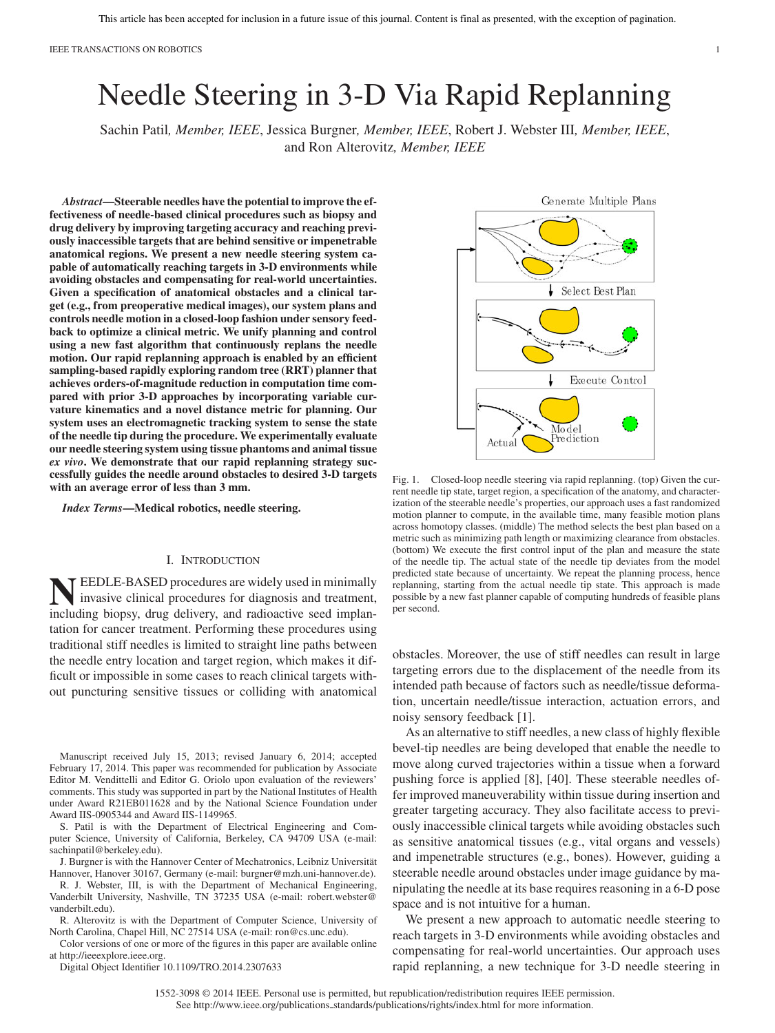# Needle Steering in 3-D Via Rapid Replanning

Sachin Patil, *Member, IEEE*, Jessica Burgner, *Member, IEEE*, Robert J. Webster III, *Member, IEEE*, and Ron Alterovitz, *Member, IEEE*

***Abstract*—Steerable needles have the potential to improve the effectiveness of needle-based clinical procedures such as biopsy and drug delivery by improving targeting accuracy and reaching previously inaccessible targets that are behind sensitive or impenetrable anatomical regions. We present a new needle steering system capable of automatically reaching targets in 3-D environments while avoiding obstacles and compensating for real-world uncertainties. Given a specification of anatomical obstacles and a clinical target (e.g., from preoperative medical images), our system plans and controls needle motion in a closed-loop fashion under sensory feedback to optimize a clinical metric. We unify planning and control using a new fast algorithm that continuously replans the needle motion. Our rapid replanning approach is enabled by an efficient sampling-based rapidly exploring random tree (RRT) planner that achieves orders-of-magnitude reduction in computation time compared with prior 3-D approaches by incorporating variable curvature kinematics and a novel distance metric for planning. Our system uses an electromagnetic tracking system to sense the state of the needle tip during the procedure. We experimentally evaluate our needle steering system using tissue phantoms and animal tissue *ex vivo*. We demonstrate that our rapid replanning strategy successfully guides the needle around obstacles to desired 3-D targets with an average error of less than 3 mm.**

***Index Terms*—Medical robotics, needle steering.**

## I. Introduction

Needle-based procedures are widely used in minimally invasive clinical procedures for diagnosis and treatment, including biopsy, drug delivery, and radioactive seed implantation for cancer treatment. Performing these procedures using traditional stiff needles is limited to straight line paths between the needle entry location and target region, which makes it difficult or impossible in some cases to reach clinical targets without puncturing sensitive tissues or colliding with anatomical obstacles. Moreover, the use of stiff needles can result in large targeting errors due to the displacement of the needle from its intended path because of factors such as needle/tissue deformation, uncertain needle/tissue interaction, actuation errors, and noisy sensory feedback [1].

As an alternative to stiff needles, a new class of highly flexible bevel-tip needles are being developed that enable the needle to move along curved trajectories within a tissue when a forward pushing force is applied [8], [40]. These steerable needles offer improved maneuverability within tissue during insertion and greater targeting accuracy. They also facilitate access to previously inaccessible clinical targets while avoiding obstacles such as sensitive anatomical tissues (e.g., vital organs and vessels) and impenetrable structures (e.g., bones). However, guiding a steerable needle around obstacles under image guidance by manipulating the needle at its base requires reasoning in a 6-D pose space and is not intuitive for a human.

We present a new approach to automatic needle steering to reach targets in 3-D environments while avoiding obstacles and compensating for real-world uncertainties. Our approach uses rapid replanning, a new technique for 3-D needle steering in

Fig. 1. Closed-loop needle steering via rapid replanning. (top) Given the current needle tip state, target region, a specification of the anatomy, and characterization of the steerable needle's properties, our approach uses a fast randomized motion planner to compute, in the available time, many feasible motion plans across homotopy classes. (middle) The method selects the best plan based on a metric such as minimizing path length or maximizing clearance from obstacles. (bottom) We execute the first control input of the plan and measure the state of the needle tip. The actual state of the needle tip deviates from the model predicted state because of uncertainty. We repeat the planning process, hence replanning, starting from the actual needle tip state. This approach is made possible by a new fast planner capable of computing hundreds of feasible plans per second.

Manuscript received July 15, 2013; revised January 6, 2014; accepted February 17, 2014. This paper was recommended for publication by Associate Editor M. Vendittelli and Editor G. Oriolo upon evaluation of the reviewers' comments. This study was supported in part by the National Institutes of Health under Award R21EB011628 and by the National Science Foundation under Award IIS-0905344 and Award IIS-1149965.

S. Patil is with the Department of Electrical Engineering and Computer Science, University of California, Berkeley, CA 94709 USA (e-mail: sachinpatil@berkeley.edu).

J. Burgner is with the Hannover Center of Mechatronics, Leibniz Universität Hannover, Hanover 30167, Germany (e-mail: burgner@mzh.uni-hannover.de).

R. J. Webster, III, is with the Department of Mechanical Engineering, Vanderbilt University, Nashville, TN 37235 USA (e-mail: robert.webster@vanderbilt.edu).

R. Alterovitz is with the Department of Computer Science, University of North Carolina, Chapel Hill, NC 27514 USA (e-mail: ron@cs.unc.edu).

Color versions of one or more of the figures in this paper are available online at http://ieeexplore.ieee.org.

Digital Object Identifier 10.1109/TRO.2014.2307633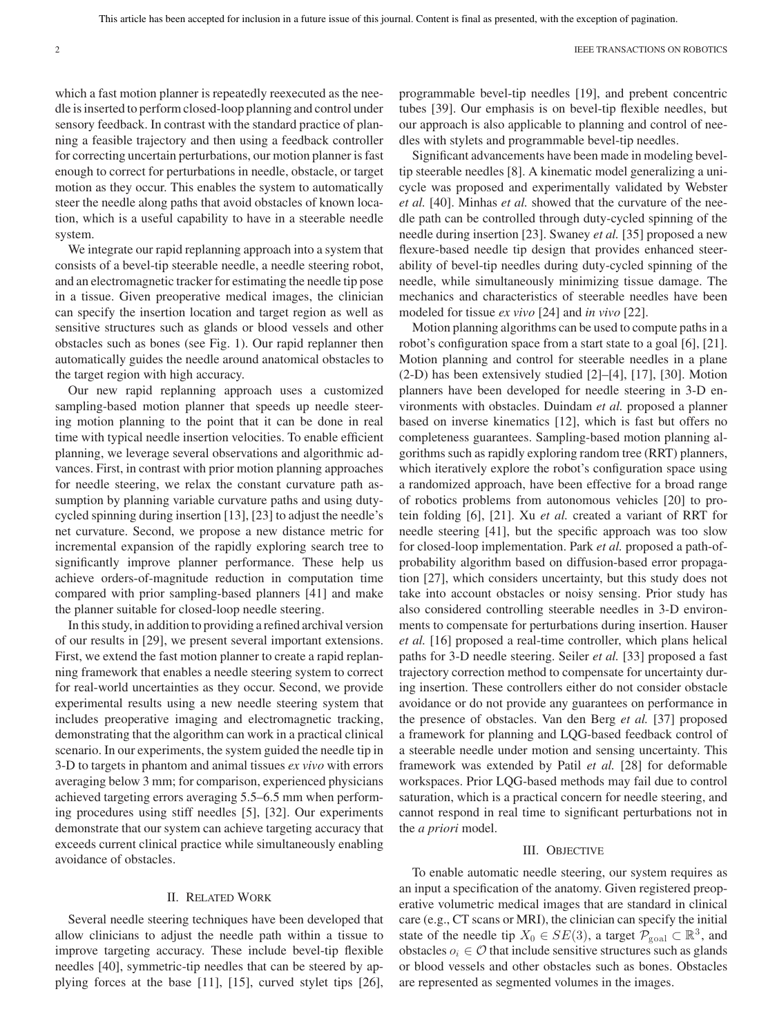which a fast motion planner is repeatedly reexecuted as the needle is inserted to perform closed-loop planning and control under sensory feedback. In contrast with the standard practice of planning a feasible trajectory and then using a feedback controller for correcting uncertain perturbations, our motion planner is fast enough to correct for perturbations in needle, obstacle, or target motion as they occur. This enables the system to automatically steer the needle along paths that avoid obstacles of known location, which is a useful capability to have in a steerable needle system.

We integrate our rapid replanning approach into a system that consists of a bevel-tip steerable needle, a needle steering robot, and an electromagnetic tracker for estimating the needle tip pose in a tissue. Given preoperative medical images, the clinician can specify the insertion location and target region as well as sensitive structures such as glands or blood vessels and other obstacles such as bones (see Fig. 1). Our rapid replanner then automatically guides the needle around anatomical obstacles to the target region with high accuracy.

Our new rapid replanning approach uses a customized sampling-based motion planner that speeds up needle steering motion planning to the point that it can be done in real time with typical needle insertion velocities. To enable efficient planning, we leverage several observations and algorithmic advances. First, in contrast with prior motion planning approaches for needle steering, we relax the constant curvature path assumption by planning variable curvature paths and using duty-cycled spinning during insertion [13], [23] to adjust the needle's net curvature. Second, we propose a new distance metric for incremental expansion of the rapidly exploring search tree to significantly improve planner performance. These help us achieve orders-of-magnitude reduction in computation time compared with prior sampling-based planners [41] and make the planner suitable for closed-loop needle steering.

In this study, in addition to providing a refined archival version of our results in [29], we present several important extensions. First, we extend the fast motion planner to create a rapid replanning framework that enables a needle steering system to correct for real-world uncertainties as they occur. Second, we provide experimental results using a new needle steering system that includes preoperative imaging and electromagnetic tracking, demonstrating that the algorithm can work in a practical clinical scenario. In our experiments, the system guided the needle tip in 3-D to targets in phantom and animal tissues *ex vivo* with errors averaging below 3 mm; for comparison, experienced physicians achieved targeting errors averaging 5.5–6.5 mm when performing procedures using stiff needles [5], [32]. Our experiments demonstrate that our system can achieve targeting accuracy that exceeds current clinical practice while simultaneously enabling avoidance of obstacles.

## II. Related Work

Several needle steering techniques have been developed that allow clinicians to adjust the needle path within a tissue to improve targeting accuracy. These include bevel-tip flexible needles [40], symmetric-tip needles that can be steered by applying forces at the base [11], [15], curved stylet tips [26], programmable bevel-tip needles [19], and prebent concentric tubes [39]. Our emphasis is on bevel-tip flexible needles, but our approach is also applicable to planning and control of needles with stylets and programmable bevel-tip needles.

Significant advancements have been made in modeling bevel-tip steerable needles [8]. A kinematic model generalizing a unicycle was proposed and experimentally validated by Webster *et al.* [40]. Minhas *et al.* showed that the curvature of the needle path can be controlled through duty-cycled spinning of the needle during insertion [23]. Swaney *et al.* [35] proposed a new flexure-based needle tip design that provides enhanced steerability of bevel-tip needles during duty-cycled spinning of the needle, while simultaneously minimizing tissue damage. The mechanics and characteristics of steerable needles have been modeled for tissue *ex vivo* [24] and *in vivo* [22].

Motion planning algorithms can be used to compute paths in a robot's configuration space from a start state to a goal [6], [21]. Motion planning and control for steerable needles in a plane (2-D) has been extensively studied [2]–[4], [17], [30]. Motion planners have been developed for needle steering in 3-D environments with obstacles. Duindam *et al.* proposed a planner based on inverse kinematics [12], which is fast but offers no completeness guarantees. Sampling-based motion planning algorithms such as rapidly exploring random tree (RRT) planners, which iteratively explore the robot's configuration space using a randomized approach, have been effective for a broad range of robotics problems from autonomous vehicles [20] to protein folding [6], [21]. Xu *et al.* created a variant of RRT for needle steering [41], but the specific approach was too slow for closed-loop implementation. Park *et al.* proposed a path-of-probability algorithm based on diffusion-based error propagation [27], which considers uncertainty, but this study does not take into account obstacles or noisy sensing. Prior study has also considered controlling steerable needles in 3-D environments to compensate for perturbations during insertion. Hauser *et al.* [16] proposed a real-time controller, which plans helical paths for 3-D needle steering. Seiler *et al.* [33] proposed a fast trajectory correction method to compensate for uncertainty during insertion. These controllers either do not consider obstacle avoidance or do not provide any guarantees on performance in the presence of obstacles. Van den Berg *et al.* [37] proposed a framework for planning and LQG-based feedback control of a steerable needle under motion and sensing uncertainty. This framework was extended by Patil *et al.* [28] for deformable workspaces. Prior LQG-based methods may fail due to control saturation, which is a practical concern for needle steering, and cannot respond in real time to significant perturbations not in the *a priori* model.

## III. Objective

To enable automatic needle steering, our system requires as an input a specification of the anatomy. Given registered preoperative volumetric medical images that are standard in clinical care (e.g., CT scans or MRI), the clinician can specify the initial state of the needle tip $X_0 \in SE(3)$, a target $\mathcal{P}_{\text{goal}} \subset \mathbb{R}^3$, and obstacles $o_i \in \mathcal{O}$ that include sensitive structures such as glands or blood vessels and other obstacles such as bones. Obstacles are represented as segmented volumes in the images.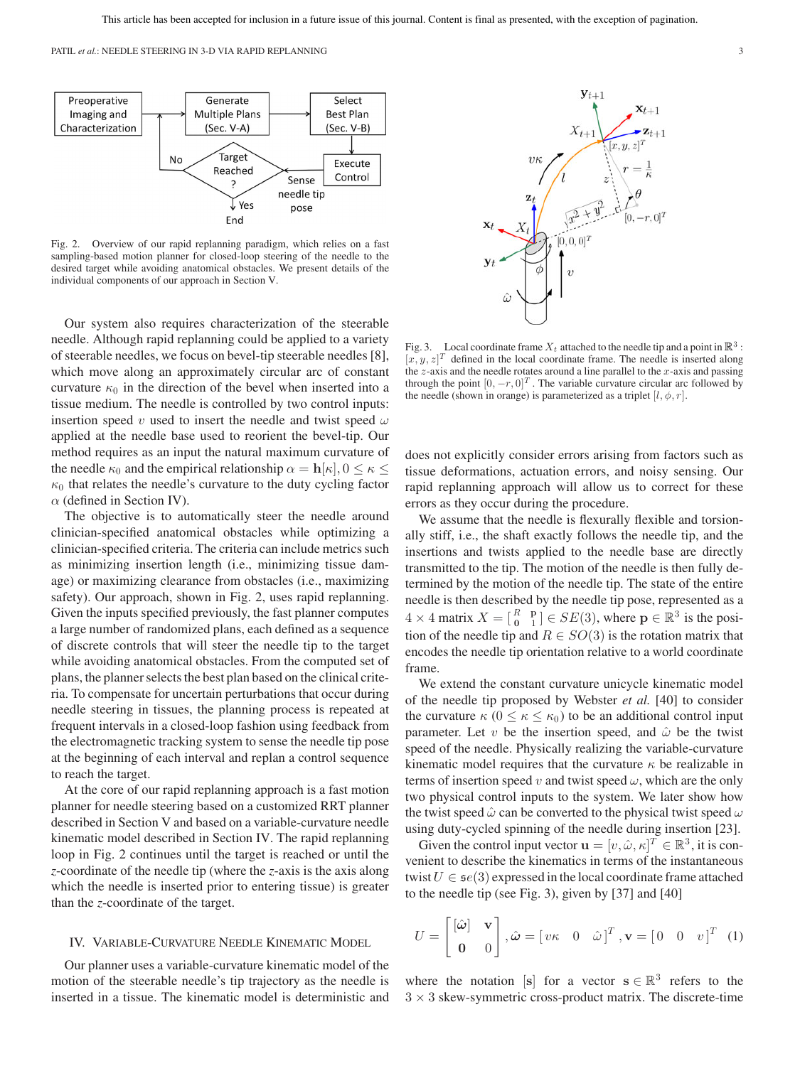Fig. 2. Overview of our rapid replanning paradigm, which relies on a fast sampling-based motion planner for closed-loop steering of the needle to the desired target while avoiding anatomical obstacles. We present details of the individual components of our approach in Section V.

Our system also requires characterization of the steerable needle. Although rapid replanning could be applied to a variety of steerable needles, we focus on bevel-tip steerable needles [8], which move along an approximately circular arc of constant curvature $\kappa_0$ in the direction of the bevel when inserted into a tissue medium. The needle is controlled by two control inputs: insertion speed $v$ used to insert the needle and twist speed $\omega$ applied at the needle base used to reorient the bevel-tip. Our method requires as an input the natural maximum curvature of the needle $\kappa_0$ and the empirical relationship $\alpha = \mathbf{h}[\kappa], 0 \leq \kappa \leq \kappa_0$ that relates the needle's curvature to the duty cycling factor $\alpha$ (defined in Section IV).

The objective is to automatically steer the needle around clinician-specified anatomical obstacles while optimizing a clinician-specified criteria. The criteria can include metrics such as minimizing insertion length (i.e., minimizing tissue damage) or maximizing clearance from obstacles (i.e., maximizing safety). Our approach, shown in Fig. 2, uses rapid replanning. Given the inputs specified previously, the fast planner computes a large number of randomized plans, each defined as a sequence of discrete controls that will steer the needle tip to the target while avoiding anatomical obstacles. From the computed set of plans, the planner selects the best plan based on the clinical criteria. To compensate for uncertain perturbations that occur during needle steering in tissues, the planning process is repeated at frequent intervals in a closed-loop fashion using feedback from the electromagnetic tracking system to sense the needle tip pose at the beginning of each interval and replan a control sequence to reach the target.

At the core of our rapid replanning approach is a fast motion planner for needle steering based on a customized RRT planner described in Section V and based on a variable-curvature needle kinematic model described in Section IV. The rapid replanning loop in Fig. 2 continues until the target is reached or until the $z$-coordinate of the needle tip (where the $z$-axis is the axis along which the needle is inserted prior to entering tissue) is greater than the $z$-coordinate of the target.

## IV. Variable-Curvature Needle Kinematic Model

Our planner uses a variable-curvature kinematic model of the motion of the steerable needle's tip trajectory as the needle is inserted in a tissue. The kinematic model is deterministic and does not explicitly consider errors arising from factors such as tissue deformations, actuation errors, and noisy sensing. Our rapid replanning approach will allow us to correct for these errors as they occur during the procedure.

Fig. 3. Local coordinate frame $X_t$ attached to the needle tip and a point in $\mathbb{R}^3$ : $[x, y, z]^T$ defined in the local coordinate frame. The needle is inserted along the $z$-axis and the needle rotates around a line parallel to the $x$-axis and passing through the point $[0, -r, 0]^T$. The variable curvature circular arc followed by the needle (shown in orange) is parameterized as a triplet $[l, \phi, r]$.

We assume that the needle is flexurally flexible and torsionally stiff, i.e., the shaft exactly follows the needle tip, and the insertions and twists applied to the needle base are directly transmitted to the tip. The motion of the needle is then fully determined by the motion of the needle tip. The state of the entire needle is then described by the needle tip pose, represented as a $4 \times 4$ matrix $X = \left[\begin{smallmatrix} R & \mathbf{p} \\ \mathbf{0} & 1 \end{smallmatrix}\right] \in SE(3)$, where $\mathbf{p} \in \mathbb{R}^3$ is the position of the needle tip and $R \in SO(3)$ is the rotation matrix that encodes the needle tip orientation relative to a world coordinate frame.

We extend the constant curvature unicycle kinematic model of the needle tip proposed by Webster *et al.* [40] to consider the curvature $\kappa$ ($0 \leq \kappa \leq \kappa_0$) to be an additional control input parameter. Let $v$ be the insertion speed, and $\hat{\omega}$ be the twist speed of the needle. Physically realizing the variable-curvature kinematic model requires that the curvature $\kappa$ be realizable in terms of insertion speed $v$ and twist speed $\omega$, which are the only two physical control inputs to the system. We later show how the twist speed $\hat{\omega}$ can be converted to the physical twist speed $\omega$ using duty-cycled spinning of the needle during insertion [23].

Given the control input vector $\mathbf{u} = [v, \hat{\omega}, \kappa]^T \in \mathbb{R}^3$, it is convenient to describe the kinematics in terms of the instantaneous twist $U \in \mathfrak{se}(3)$ expressed in the local coordinate frame attached to the needle tip (see Fig. 3), given by [37] and [40]

$$U = \begin{bmatrix} [\hat{\boldsymbol{\omega}}] & \mathbf{v} \\ \mathbf{0} & 0 \end{bmatrix}, \hat{\boldsymbol{\omega}} = \begin{bmatrix} v\kappa & 0 & \hat{\omega} \end{bmatrix}^T, \mathbf{v} = \begin{bmatrix} 0 & 0 & v \end{bmatrix}^T \quad (1)$$

where the notation $[\mathbf{s}]$ for a vector $\mathbf{s} \in \mathbb{R}^3$ refers to the $3 \times 3$ skew-symmetric cross-product matrix. The discrete-time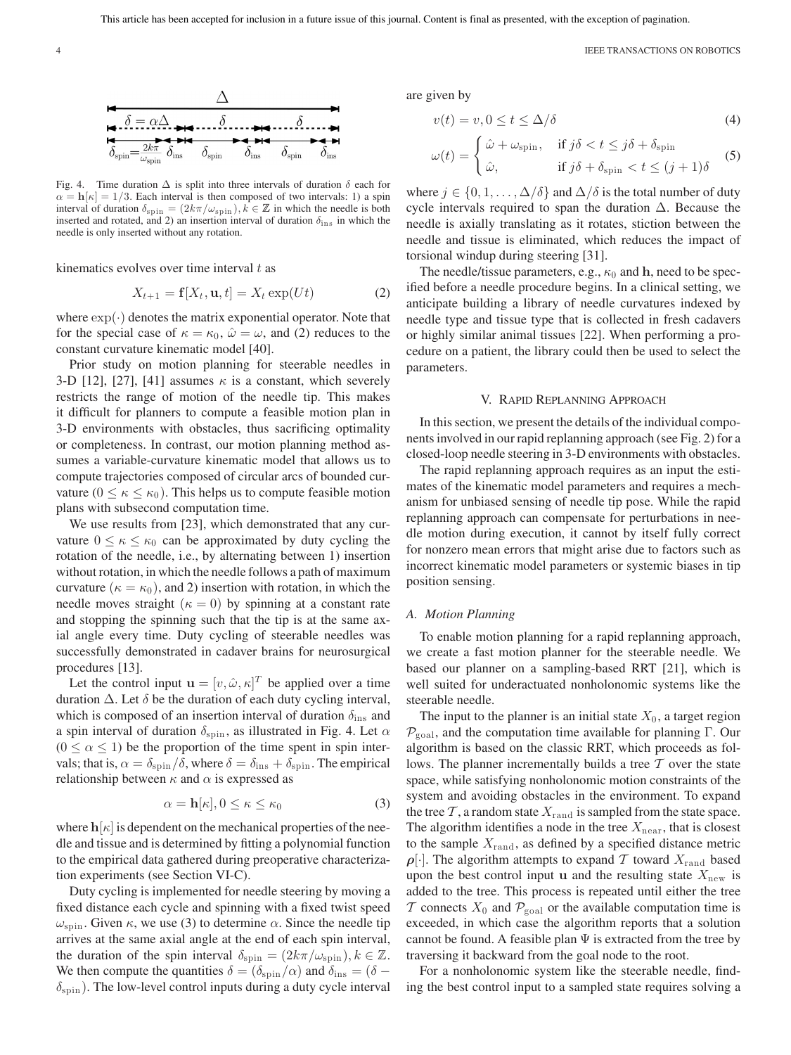Fig. 4. Time duration $\Delta$ is split into three intervals of duration $\delta$ each for $\alpha = \mathbf{h}[\kappa] = 1/3$. Each interval is then composed of two intervals: 1) a spin interval of duration $\delta_{\rm spin} = (2k\pi/\omega_{\rm spin}), k \in \mathbb{Z}$ in which the needle is both inserted and rotated, and 2) an insertion interval of duration $\delta_{\rm ins}$ in which the needle is only inserted without any rotation.

kinematics evolves over time interval $t$ as

$$X_{t+1} = \mathbf{f}[X_t, \mathbf{u}, t] = X_t \exp(Ut) \tag{2}$$

where $\exp(\cdot)$ denotes the matrix exponential operator. Note that for the special case of $\kappa = \kappa_0$, $\hat{\omega} = \omega$, and (2) reduces to the constant curvature kinematic model [40].

Prior study on motion planning for steerable needles in 3-D [12], [27], [41] assumes $\kappa$ is a constant, which severely restricts the range of motion of the needle tip. This makes it difficult for planners to compute a feasible motion plan in 3-D environments with obstacles, thus sacrificing optimality or completeness. In contrast, our motion planning method assumes a variable-curvature kinematic model that allows us to compute trajectories composed of circular arcs of bounded curvature ($0 \le \kappa \le \kappa_0$). This helps us to compute feasible motion plans with subsecond computation time.

We use results from [23], which demonstrated that any curvature $0 \le \kappa \le \kappa_0$ can be approximated by duty cycling the rotation of the needle, i.e., by alternating between 1) insertion without rotation, in which the needle follows a path of maximum curvature ($\kappa = \kappa_0$), and 2) insertion with rotation, in which the needle moves straight ($\kappa = 0$) by spinning at a constant rate and stopping the spinning such that the tip is at the same axial angle every time. Duty cycling of steerable needles was successfully demonstrated in cadaver brains for neurosurgical procedures [13].

Let the control input $\mathbf{u} = [v, \hat{\omega}, \kappa]^T$ be applied over a time duration $\Delta$. Let $\delta$ be the duration of each duty cycling interval, which is composed of an insertion interval of duration $\delta_{\rm ins}$ and a spin interval of duration $\delta_{\rm spin}$, as illustrated in Fig. 4. Let $\alpha$ ($0 \le \alpha \le 1$) be the proportion of the time spent in spin intervals; that is, $\alpha = \delta_{\rm spin}/\delta$, where $\delta = \delta_{\rm ins} + \delta_{\rm spin}$. The empirical relationship between $\kappa$ and $\alpha$ is expressed as

$$\alpha = \mathbf{h}[\kappa], 0 \le \kappa \le \kappa_0 \tag{3}$$

where $\mathbf{h}[\kappa]$ is dependent on the mechanical properties of the needle and tissue and is determined by fitting a polynomial function to the empirical data gathered during preoperative characterization experiments (see Section VI-C).

Duty cycling is implemented for needle steering by moving a fixed distance each cycle and spinning with a fixed twist speed $\omega_{\rm spin}$. Given $\kappa$, we use (3) to determine $\alpha$. Since the needle tip arrives at the same axial angle at the end of each spin interval, the duration of the spin interval $\delta_{\rm spin} = (2k\pi/\omega_{\rm spin}), k \in \mathbb{Z}$. We then compute the quantities $\delta = (\delta_{\rm spin}/\alpha)$ and $\delta_{\rm ins} = (\delta - \delta_{\rm spin})$. The low-level control inputs during a duty cycle interval are given by

$$v(t) = v, 0 \le t \le \Delta/\delta \tag{4}$$

$$\omega(t) = \begin{cases} \hat{\omega} + \omega_{\rm spin}, & \text{if } j\delta < t \le j\delta + \delta_{\rm spin} \\ \hat{\omega}, & \text{if } j\delta + \delta_{\rm spin} < t \le (j+1)\delta \end{cases} \tag{5}$$

where $j \in \{0, 1, \ldots, \Delta/\delta\}$ and $\Delta/\delta$ is the total number of duty cycle intervals required to span the duration $\Delta$. Because the needle is axially translating as it rotates, stiction between the needle and tissue is eliminated, which reduces the impact of torsional windup during steering [31].

The needle/tissue parameters, e.g., $\kappa_0$ and $\mathbf{h}$, need to be specified before a needle procedure begins. In a clinical setting, we anticipate building a library of needle curvatures indexed by needle type and tissue type that is collected in fresh cadavers or highly similar animal tissues [22]. When performing a procedure on a patient, the library could then be used to select the parameters.

## V. Rapid Replanning Approach

In this section, we present the details of the individual components involved in our rapid replanning approach (see Fig. 2) for a closed-loop needle steering in 3-D environments with obstacles.

The rapid replanning approach requires as an input the estimates of the kinematic model parameters and requires a mechanism for unbiased sensing of needle tip pose. While the rapid replanning approach can compensate for perturbations in needle motion during execution, it cannot by itself fully correct for nonzero mean errors that might arise due to factors such as incorrect kinematic model parameters or systemic biases in tip position sensing.

### A. Motion Planning

To enable motion planning for a rapid replanning approach, we create a fast motion planner for the steerable needle. We based our planner on a sampling-based RRT [21], which is well suited for underactuated nonholonomic systems like the steerable needle.

The input to the planner is an initial state $X_0$, a target region $\mathcal{P}_{\rm goal}$, and the computation time available for planning $\Gamma$. Our algorithm is based on the classic RRT, which proceeds as follows. The planner incrementally builds a tree $\mathcal{T}$ over the state space, while satisfying nonholonomic motion constraints of the system and avoiding obstacles in the environment. To expand the tree $\mathcal{T}$, a random state $X_{\rm rand}$ is sampled from the state space. The algorithm identifies a node in the tree $X_{\rm near}$, that is closest to the sample $X_{\rm rand}$, as defined by a specified distance metric $\boldsymbol{\rho}[\cdot]$. The algorithm attempts to expand $\mathcal{T}$ toward $X_{\rm rand}$ based upon the best control input $\mathbf{u}$ and the resulting state $X_{\rm new}$ is added to the tree. This process is repeated until either the tree $\mathcal{T}$ connects $X_0$ and $\mathcal{P}_{\rm goal}$ or the available computation time is exceeded, in which case the algorithm reports that a solution cannot be found. A feasible plan $\Psi$ is extracted from the tree by traversing it backward from the goal node to the root.

For a nonholonomic system like the steerable needle, finding the best control input to a sampled state requires solving a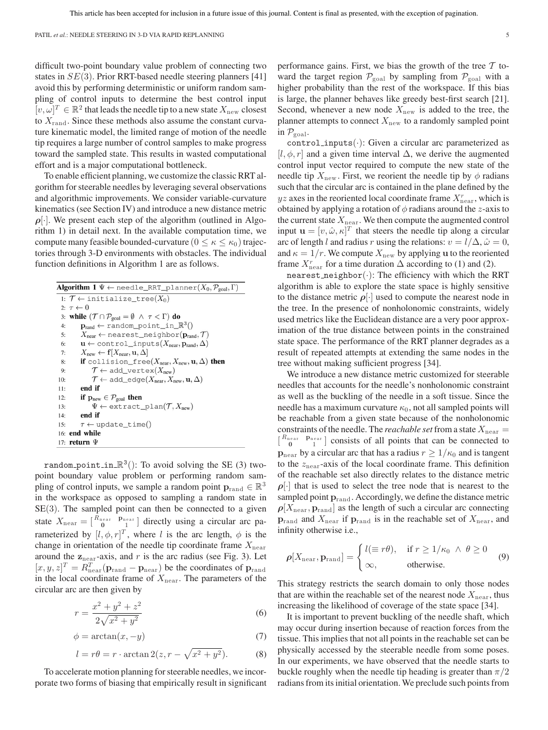difficult two-point boundary value problem of connecting two states in $SE(3)$. Prior RRT-based needle steering planners [41] avoid this by performing deterministic or uniform random sampling of control inputs to determine the best control input $[v, \omega]^T \in \mathbb{R}^2$ that leads the needle tip to a new state $X_{\text{new}}$ closest to $X_{\text{rand}}$. Since these methods also assume the constant curvature kinematic model, the limited range of motion of the needle tip requires a large number of control samples to make progress toward the sampled state. This results in wasted computational effort and is a major computational bottleneck.

To enable efficient planning, we customize the classic RRT algorithm for steerable needles by leveraging several observations and algorithmic improvements. We consider variable-curvature kinematics (see Section IV) and introduce a new distance metric $\boldsymbol{\rho}[\cdot]$. We present each step of the algorithm (outlined in Algorithm 1) in detail next. In the available computation time, we compute many feasible bounded-curvature ($0 \leq \kappa \leq \kappa_0$) trajectories through 3-D environments with obstacles. The individual function definitions in Algorithm 1 are as follows.

**Algorithm 1** $\Psi \leftarrow$ `needle_RRT_planner`$(X_0, \mathcal{P}_{\text{goal}}, \Gamma)$

```
1:  T ← initialize_tree(X_0)
2:  τ ← 0
3:  while (T ∩ P_goal = ∅ ∧ τ < Γ) do
4:      p_rand ← random_point_in_R^3()
5:      X_near ← nearest_neighbor(p_rand, T)
6:      u ← control_inputs(X_near, p_rand, Δ)
7:      X_new ← f[X_near, u, Δ]
8:      if collision_free(X_near, X_new, u, Δ) then
9:          T ← add_vertex(X_new)
10:         T ← add_edge(X_near, X_new, u, Δ)
11:     end if
12:     if p_new ∈ P_goal then
13:         Ψ ← extract_plan(T, X_new)
14:     end if
15:     τ ← update_time()
16: end while
17: return Ψ
```

`random_point_in_R^3()`: To avoid solving the SE (3) two-point boundary value problem or performing random sampling of control inputs, we sample a random point $\mathbf{p}_{\text{rand}} \in \mathbb{R}^3$ in the workspace as opposed to sampling a random state in SE(3). The sampled point can then be connected to a given state $X_{\text{near}} = \begin{bmatrix} R_{\text{near}} & \mathbf{p}_{\text{near}} \\ \mathbf{0} & 1 \end{bmatrix}$ directly using a circular arc parameterized by $[l, \phi, r]^T$, where $l$ is the arc length, $\phi$ is the change in orientation of the needle tip coordinate frame $X_{\text{near}}$ around the $\mathbf{z}_{\text{near}}$-axis, and $r$ is the arc radius (see Fig. 3). Let $[x, y, z]^T = R_{\text{near}}^T(\mathbf{p}_{\text{rand}} - \mathbf{p}_{\text{near}})$ be the coordinates of $\mathbf{p}_{\text{rand}}$ in the local coordinate frame of $X_{\text{near}}$. The parameters of the circular arc are then given by

$$r = \frac{x^2 + y^2 + z^2}{2\sqrt{x^2 + y^2}} \tag{6}$$

$$\phi = \arctan(x, -y) \tag{7}$$

$$l = r\theta = r \cdot \arctan 2(z, r - \sqrt{x^2 + y^2}). \tag{8}$$

To accelerate motion planning for steerable needles, we incorporate two forms of biasing that empirically result in significant performance gains. First, we bias the growth of the tree $\mathcal{T}$ toward the target region $\mathcal{P}_{\text{goal}}$ by sampling from $\mathcal{P}_{\text{goal}}$ with a higher probability than the rest of the workspace. If this bias is large, the planner behaves like greedy best-first search [21]. Second, whenever a new node $X_{\text{new}}$ is added to the tree, the planner attempts to connect $X_{\text{new}}$ to a randomly sampled point in $\mathcal{P}_{\text{goal}}$.

`control_inputs(·)`: Given a circular arc parameterized as $[l, \phi, r]$ and a given time interval $\Delta$, we derive the augmented control input vector required to compute the new state of the needle tip $X_{\text{new}}$. First, we reorient the needle tip by $\phi$ radians such that the circular arc is contained in the plane defined by the $yz$ axes in the reoriented local coordinate frame $X_{\text{near}}^r$, which is obtained by applying a rotation of $\phi$ radians around the $z$-axis to the current state $X_{\text{near}}$. We then compute the augmented control input $\mathbf{u} = [v, \hat{\omega}, \kappa]^T$ that steers the needle tip along a circular arc of length $l$ and radius $r$ using the relations: $v = l/\Delta$, $\hat{\omega} = 0$, and $\kappa = 1/r$. We compute $X_{\text{new}}$ by applying $\mathbf{u}$ to the reoriented frame $X_{\text{near}}^r$ for a time duration $\Delta$ according to (1) and (2).

`nearest_neighbor(·)`: The efficiency with which the RRT algorithm is able to explore the state space is highly sensitive to the distance metric $\boldsymbol{\rho}[\cdot]$ used to compute the nearest node in the tree. In the presence of nonholonomic constraints, widely used metrics like the Euclidean distance are a very poor approximation of the true distance between points in the constrained state space. The performance of the RRT planner degrades as a result of repeated attempts at extending the same nodes in the tree without making sufficient progress [34].

We introduce a new distance metric customized for steerable needles that accounts for the needle's nonholonomic constraint as well as the buckling of the needle in a soft tissue. Since the needle has a maximum curvature $\kappa_0$, not all sampled points will be reachable from a given state because of the nonholonomic constraints of the needle. The *reachable set* from a state $X_{\text{near}} = \begin{bmatrix} R_{\text{near}} & \mathbf{p}_{\text{near}} \\ \mathbf{0} & 1 \end{bmatrix}$ consists of all points that can be connected to $\mathbf{p}_{\text{near}}$ by a circular arc that has a radius $r \geq 1/\kappa_0$ and is tangent to the $z_{\text{near}}$-axis of the local coordinate frame. This definition of the reachable set also directly relates to the distance metric $\boldsymbol{\rho}[\cdot]$ that is used to select the tree node that is nearest to the sampled point $\mathbf{p}_{\text{rand}}$. Accordingly, we define the distance metric $\boldsymbol{\rho}[X_{\text{near}}, \mathbf{p}_{\text{rand}}]$ as the length of such a circular arc connecting $\mathbf{p}_{\text{rand}}$ and $X_{\text{near}}$ if $\mathbf{p}_{\text{rand}}$ is in the reachable set of $X_{\text{near}}$, and infinity otherwise i.e.,

$$\boldsymbol{\rho}[X_{\text{near}}, \mathbf{p}_{\text{rand}}] = \begin{cases} l(\equiv r\theta), & \text{if } r \geq 1/\kappa_0 \ \wedge \ \theta \geq 0 \\ \infty, & \text{otherwise.} \end{cases} \tag{9}$$

This strategy restricts the search domain to only those nodes that are within the reachable set of the nearest node $X_{\text{near}}$, thus increasing the likelihood of coverage of the state space [34].

It is important to prevent buckling of the needle shaft, which may occur during insertion because of reaction forces from the tissue. This implies that not all points in the reachable set can be physically accessed by the steerable needle from some poses. In our experiments, we have observed that the needle starts to buckle roughly when the needle tip heading is greater than $\pi/2$ radians from its initial orientation. We preclude such points from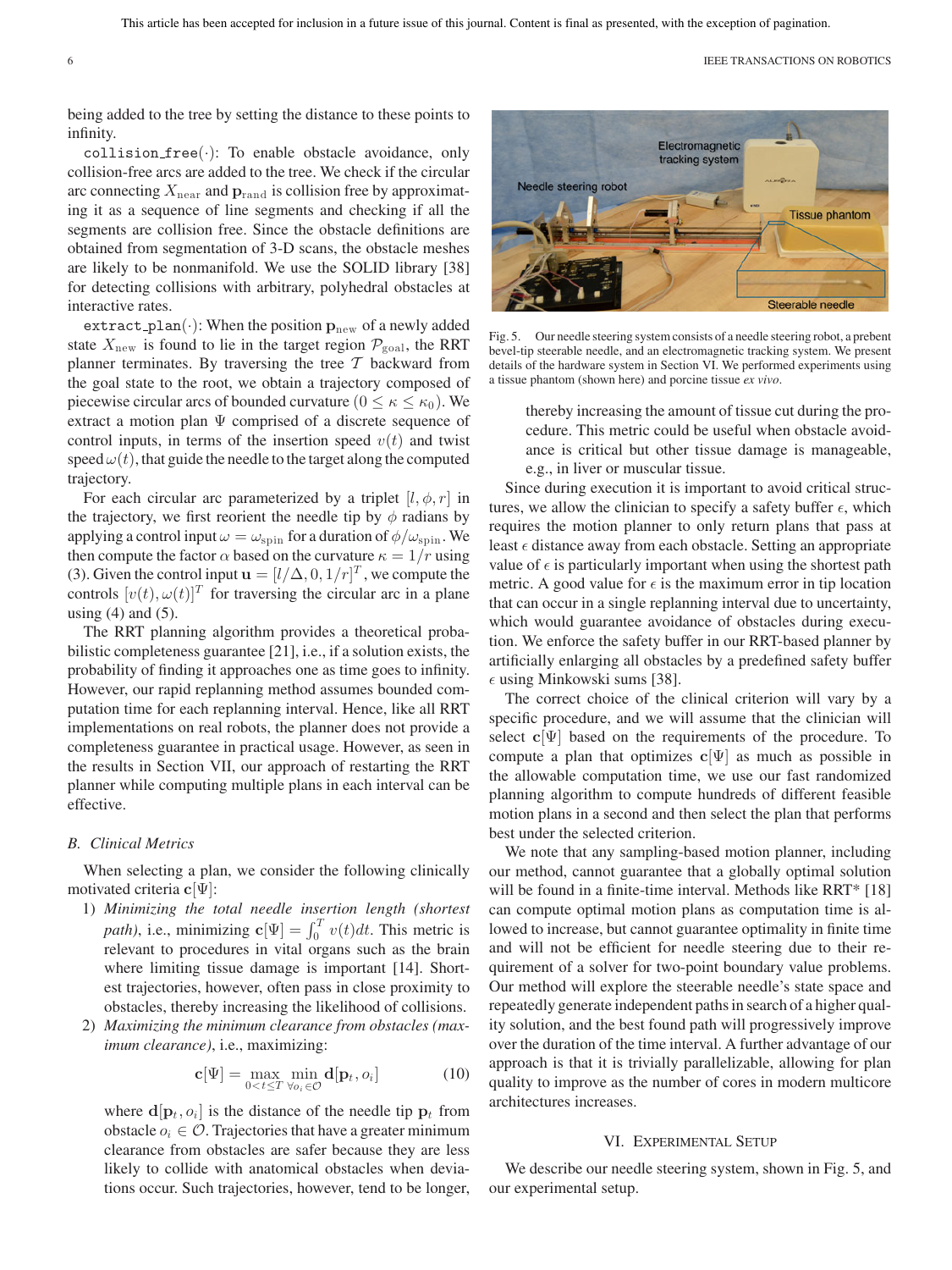being added to the tree by setting the distance to these points to infinity.

collision_free(·): To enable obstacle avoidance, only collision-free arcs are added to the tree. We check if the circular arc connecting $X_{\text{near}}$ and $\mathbf{p}_{\text{rand}}$ is collision free by approximating it as a sequence of line segments and checking if all the segments are collision free. Since the obstacle definitions are obtained from segmentation of 3-D scans, the obstacle meshes are likely to be nonmanifold. We use the SOLID library [38] for detecting collisions with arbitrary, polyhedral obstacles at interactive rates.

extract_plan(·): When the position $\mathbf{p}_{\text{new}}$ of a newly added state $X_{\text{new}}$ is found to lie in the target region $\mathcal{P}_{\text{goal}}$, the RRT planner terminates. By traversing the tree $\mathcal{T}$ backward from the goal state to the root, we obtain a trajectory composed of piecewise circular arcs of bounded curvature ($0 \leq \kappa \leq \kappa_0$). We extract a motion plan $\Psi$ comprised of a discrete sequence of control inputs, in terms of the insertion speed $v(t)$ and twist speed $\omega(t)$, that guide the needle to the target along the computed trajectory.

For each circular arc parameterized by a triplet $[l, \phi, r]$ in the trajectory, we first reorient the needle tip by $\phi$ radians by applying a control input $\omega = \omega_{\text{spin}}$ for a duration of $\phi/\omega_{\text{spin}}$. We then compute the factor $\alpha$ based on the curvature $\kappa = 1/r$ using (3). Given the control input $\mathbf{u} = [l/\Delta, 0, 1/r]^T$, we compute the controls $[v(t), \omega(t)]^T$ for traversing the circular arc in a plane using (4) and (5).

The RRT planning algorithm provides a theoretical probabilistic completeness guarantee [21], i.e., if a solution exists, the probability of finding it approaches one as time goes to infinity. However, our rapid replanning method assumes bounded computation time for each replanning interval. Hence, like all RRT implementations on real robots, the planner does not provide a completeness guarantee in practical usage. However, as seen in the results in Section VII, our approach of restarting the RRT planner while computing multiple plans in each interval can be effective.

### B. Clinical Metrics

When selecting a plan, we consider the following clinically motivated criteria $\mathbf{c}[\Psi]$:

1) *Minimizing the total needle insertion length (shortest path)*, i.e., minimizing $\mathbf{c}[\Psi] = \int_0^T v(t)dt$. This metric is relevant to procedures in vital organs such as the brain where limiting tissue damage is important [14]. Shortest trajectories, however, often pass in close proximity to obstacles, thereby increasing the likelihood of collisions.
2) *Maximizing the minimum clearance from obstacles (maximum clearance)*, i.e., maximizing:
$$\mathbf{c}[\Psi] = \max_{0<t\leq T} \min_{\forall o_i \in \mathcal{O}} \mathbf{d}[\mathbf{p}_t, o_i] \tag{10}$$
where $\mathbf{d}[\mathbf{p}_t, o_i]$ is the distance of the needle tip $\mathbf{p}_t$ from obstacle $o_i \in \mathcal{O}$. Trajectories that have a greater minimum clearance from obstacles are safer because they are less likely to collide with anatomical obstacles when deviations occur. Such trajectories, however, tend to be longer, thereby increasing the amount of tissue cut during the procedure. This metric could be useful when obstacle avoidance is critical but other tissue damage is manageable, e.g., in liver or muscular tissue.

Fig. 5. Our needle steering system consists of a needle steering robot, a prebent bevel-tip steerable needle, and an electromagnetic tracking system. We present details of the hardware system in Section VI. We performed experiments using a tissue phantom (shown here) and porcine tissue *ex vivo*.

Since during execution it is important to avoid critical structures, we allow the clinician to specify a safety buffer $\epsilon$, which requires the motion planner to only return plans that pass at least $\epsilon$ distance away from each obstacle. Setting an appropriate value of $\epsilon$ is particularly important when using the shortest path metric. A good value for $\epsilon$ is the maximum error in tip location that can occur in a single replanning interval due to uncertainty, which would guarantee avoidance of obstacles during execution. We enforce the safety buffer in our RRT-based planner by artificially enlarging all obstacles by a predefined safety buffer $\epsilon$ using Minkowski sums [38].

The correct choice of the clinical criterion will vary by a specific procedure, and we will assume that the clinician will select $\mathbf{c}[\Psi]$ based on the requirements of the procedure. To compute a plan that optimizes $\mathbf{c}[\Psi]$ as much as possible in the allowable computation time, we use our fast randomized planning algorithm to compute hundreds of different feasible motion plans in a second and then select the plan that performs best under the selected criterion.

We note that any sampling-based motion planner, including our method, cannot guarantee that a globally optimal solution will be found in a finite-time interval. Methods like RRT* [18] can compute optimal motion plans as computation time is allowed to increase, but cannot guarantee optimality in finite time and will not be efficient for needle steering due to their requirement of a solver for two-point boundary value problems. Our method will explore the steerable needle's state space and repeatedly generate independent paths in search of a higher quality solution, and the best found path will progressively improve over the duration of the time interval. A further advantage of our approach is that it is trivially parallelizable, allowing for plan quality to improve as the number of cores in modern multicore architectures increases.

## VI. Experimental Setup

We describe our needle steering system, shown in Fig. 5, and our experimental setup.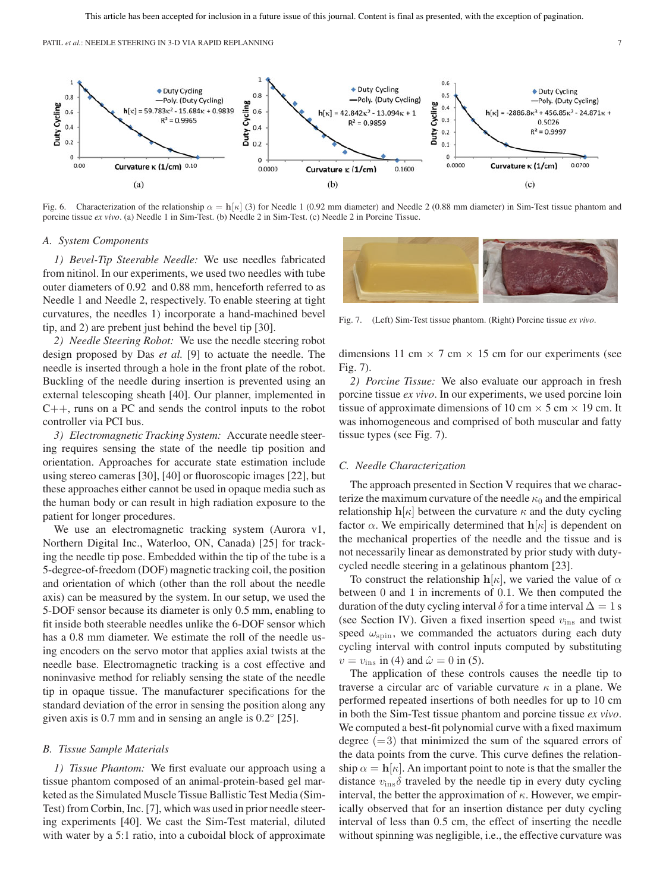Fig. 6. Characterization of the relationship $\alpha = \mathbf{h}[\kappa]$ (3) for Needle 1 (0.92 mm diameter) and Needle 2 (0.88 mm diameter) in Sim-Test tissue phantom and porcine tissue *ex vivo*. (a) Needle 1 in Sim-Test. (b) Needle 2 in Sim-Test. (c) Needle 2 in Porcine Tissue.

### A. System Components

*1) Bevel-Tip Steerable Needle:* We use needles fabricated from nitinol. In our experiments, we used two needles with tube outer diameters of 0.92 and 0.88 mm, henceforth referred to as Needle 1 and Needle 2, respectively. To enable steering at tight curvatures, the needles 1) incorporate a hand-machined bevel tip, and 2) are prebent just behind the bevel tip [30].

*2) Needle Steering Robot:* We use the needle steering robot design proposed by Das *et al.* [9] to actuate the needle. The needle is inserted through a hole in the front plate of the robot. Buckling of the needle during insertion is prevented using an external telescoping sheath [40]. Our planner, implemented in C++, runs on a PC and sends the control inputs to the robot controller via PCI bus.

*3) Electromagnetic Tracking System:* Accurate needle steering requires sensing the state of the needle tip position and orientation. Approaches for accurate state estimation include using stereo cameras [30], [40] or fluoroscopic images [22], but these approaches either cannot be used in opaque media such as the human body or can result in high radiation exposure to the patient for longer procedures.

We use an electromagnetic tracking system (Aurora v1, Northern Digital Inc., Waterloo, ON, Canada) [25] for tracking the needle tip pose. Embedded within the tip of the tube is a 5-degree-of-freedom (DOF) magnetic tracking coil, the position and orientation of which (other than the roll about the needle axis) can be measured by the system. In our setup, we used the 5-DOF sensor because its diameter is only 0.5 mm, enabling to fit inside both steerable needles unlike the 6-DOF sensor which has a 0.8 mm diameter. We estimate the roll of the needle using encoders on the servo motor that applies axial twists at the needle base. Electromagnetic tracking is a cost effective and noninvasive method for reliably sensing the state of the needle tip in opaque tissue. The manufacturer specifications for the standard deviation of the error in sensing the position along any given axis is 0.7 mm and in sensing an angle is 0.2° [25].

### B. Tissue Sample Materials

*1) Tissue Phantom:* We first evaluate our approach using a tissue phantom composed of an animal-protein-based gel marketed as the Simulated Muscle Tissue Ballistic Test Media (Sim-Test) from Corbin, Inc. [7], which was used in prior needle steering experiments [40]. We cast the Sim-Test material, diluted with water by a 5:1 ratio, into a cuboidal block of approximate dimensions 11 cm × 7 cm × 15 cm for our experiments (see Fig. 7).

Fig. 7. (Left) Sim-Test tissue phantom. (Right) Porcine tissue *ex vivo*.

*2) Porcine Tissue:* We also evaluate our approach in fresh porcine tissue *ex vivo*. In our experiments, we used porcine loin tissue of approximate dimensions of 10 cm × 5 cm × 19 cm. It was inhomogeneous and comprised of both muscular and fatty tissue types (see Fig. 7).

### C. Needle Characterization

The approach presented in Section V requires that we characterize the maximum curvature of the needle $\kappa_0$ and the empirical relationship $\mathbf{h}[\kappa]$ between the curvature $\kappa$ and the duty cycling factor $\alpha$. We empirically determined that $\mathbf{h}[\kappa]$ is dependent on the mechanical properties of the needle and the tissue and is not necessarily linear as demonstrated by prior study with duty-cycled needle steering in a gelatinous phantom [23].

To construct the relationship $\mathbf{h}[\kappa]$, we varied the value of $\alpha$ between 0 and 1 in increments of 0.1. We then computed the duration of the duty cycling interval $\delta$ for a time interval $\Delta = 1$ s (see Section IV). Given a fixed insertion speed $v_{\text{ins}}$ and twist speed $\omega_{\text{spin}}$, we commanded the actuators during each duty cycling interval with control inputs computed by substituting $v = v_{\text{ins}}$ in (4) and $\hat{\omega} = 0$ in (5).

The application of these controls causes the needle tip to traverse a circular arc of variable curvature $\kappa$ in a plane. We performed repeated insertions of both needles for up to 10 cm in both the Sim-Test tissue phantom and porcine tissue *ex vivo*. We computed a best-fit polynomial curve with a fixed maximum degree $(=3)$ that minimized the sum of the squared errors of the data points from the curve. This curve defines the relationship $\alpha = \mathbf{h}[\kappa]$. An important point to note is that the smaller the distance $v_{\text{ins}}\delta$ traveled by the needle tip in every duty cycling interval, the better the approximation of $\kappa$. However, we empirically observed that for an insertion distance per duty cycling interval of less than 0.5 cm, the effect of inserting the needle without spinning was negligible, i.e., the effective curvature was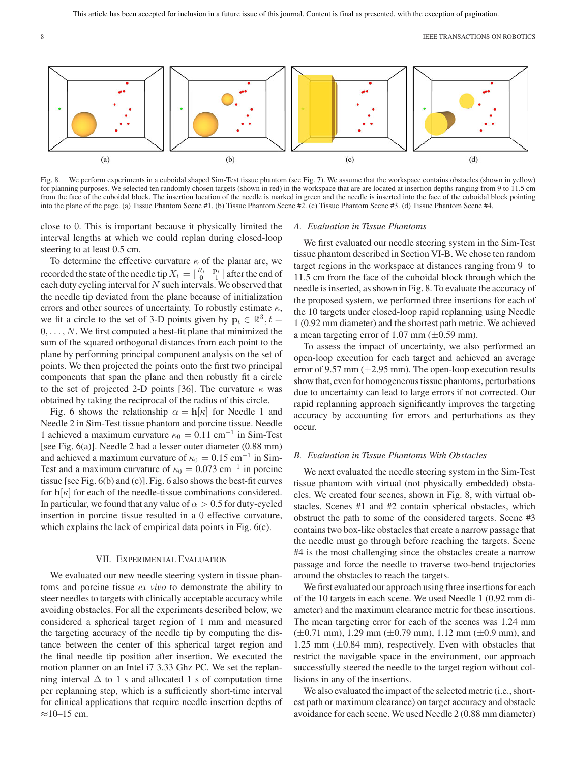Fig. 8. We perform experiments in a cuboidal shaped Sim-Test tissue phantom (see Fig. 7). We assume that the workspace contains obstacles (shown in yellow) for planning purposes. We selected ten randomly chosen targets (shown in red) in the workspace that are are located at insertion depths ranging from 9 to 11.5 cm from the face of the cuboidal block. The insertion location of the needle is marked in green and the needle is inserted into the face of the cuboidal block pointing into the plane of the page. (a) Tissue Phantom Scene #1. (b) Tissue Phantom Scene #2. (c) Tissue Phantom Scene #3. (d) Tissue Phantom Scene #4.

close to 0. This is important because it physically limited the interval lengths at which we could replan during closed-loop steering to at least 0.5 cm.

To determine the effective curvature $\kappa$ of the planar arc, we recorded the state of the needle tip $X_t = \begin{bmatrix} R_t & \mathbf{p}_t \\ \mathbf{0} & 1 \end{bmatrix}$ after the end of each duty cycling interval for $N$ such intervals. We observed that the needle tip deviated from the plane because of initialization errors and other sources of uncertainty. To robustly estimate $\kappa$, we fit a circle to the set of 3-D points given by $\mathbf{p}_t \in \mathbb{R}^3, t = 0, \ldots, N$. We first computed a best-fit plane that minimized the sum of the squared orthogonal distances from each point to the plane by performing principal component analysis on the set of points. We then projected the points onto the first two principal components that span the plane and then robustly fit a circle to the set of projected 2-D points [36]. The curvature $\kappa$ was obtained by taking the reciprocal of the radius of this circle.

Fig. 6 shows the relationship $\alpha = \mathbf{h}[\kappa]$ for Needle 1 and Needle 2 in Sim-Test tissue phantom and porcine tissue. Needle 1 achieved a maximum curvature $\kappa_0 = 0.11$ cm$^{-1}$ in Sim-Test [see Fig. 6(a)]. Needle 2 had a lesser outer diameter (0.88 mm) and achieved a maximum curvature of $\kappa_0 = 0.15$ cm$^{-1}$ in Sim-Test and a maximum curvature of $\kappa_0 = 0.073$ cm$^{-1}$ in porcine tissue [see Fig. 6(b) and (c)]. Fig. 6 also shows the best-fit curves for $\mathbf{h}[\kappa]$ for each of the needle-tissue combinations considered. In particular, we found that any value of $\alpha > 0.5$ for duty-cycled insertion in porcine tissue resulted in a 0 effective curvature, which explains the lack of empirical data points in Fig. 6(c).

## VII. Experimental Evaluation

We evaluated our new needle steering system in tissue phantoms and porcine tissue *ex vivo* to demonstrate the ability to steer needles to targets with clinically acceptable accuracy while avoiding obstacles. For all the experiments described below, we considered a spherical target region of 1 mm and measured the targeting accuracy of the needle tip by computing the distance between the center of this spherical target region and the final needle tip position after insertion. We executed the motion planner on an Intel i7 3.33 Ghz PC. We set the replanning interval $\Delta$ to 1 s and allocated 1 s of computation time per replanning step, which is a sufficiently short-time interval for clinical applications that require needle insertion depths of ≈10–15 cm.

### A. Evaluation in Tissue Phantoms

We first evaluated our needle steering system in the Sim-Test tissue phantom described in Section VI-B. We chose ten random target regions in the workspace at distances ranging from 9 to 11.5 cm from the face of the cuboidal block through which the needle is inserted, as shown in Fig. 8. To evaluate the accuracy of the proposed system, we performed three insertions for each of the 10 targets under closed-loop rapid replanning using Needle 1 (0.92 mm diameter) and the shortest path metric. We achieved a mean targeting error of 1.07 mm (±0.59 mm).

To assess the impact of uncertainty, we also performed an open-loop execution for each target and achieved an average error of 9.57 mm (±2.95 mm). The open-loop execution results show that, even for homogeneous tissue phantoms, perturbations due to uncertainty can lead to large errors if not corrected. Our rapid replanning approach significantly improves the targeting accuracy by accounting for errors and perturbations as they occur.

### B. Evaluation in Tissue Phantoms With Obstacles

We next evaluated the needle steering system in the Sim-Test tissue phantom with virtual (not physically embedded) obstacles. We created four scenes, shown in Fig. 8, with virtual obstacles. Scenes #1 and #2 contain spherical obstacles, which obstruct the path to some of the considered targets. Scene #3 contains two box-like obstacles that create a narrow passage that the needle must go through before reaching the targets. Scene #4 is the most challenging since the obstacles create a narrow passage and force the needle to traverse two-bend trajectories around the obstacles to reach the targets.

We first evaluated our approach using three insertions for each of the 10 targets in each scene. We used Needle 1 (0.92 mm diameter) and the maximum clearance metric for these insertions. The mean targeting error for each of the scenes was 1.24 mm (±0.71 mm), 1.29 mm (±0.79 mm), 1.12 mm (±0.9 mm), and 1.25 mm (±0.84 mm), respectively. Even with obstacles that restrict the navigable space in the environment, our approach successfully steered the needle to the target region without collisions in any of the insertions.

We also evaluated the impact of the selected metric (i.e., shortest path or maximum clearance) on target accuracy and obstacle avoidance for each scene. We used Needle 2 (0.88 mm diameter)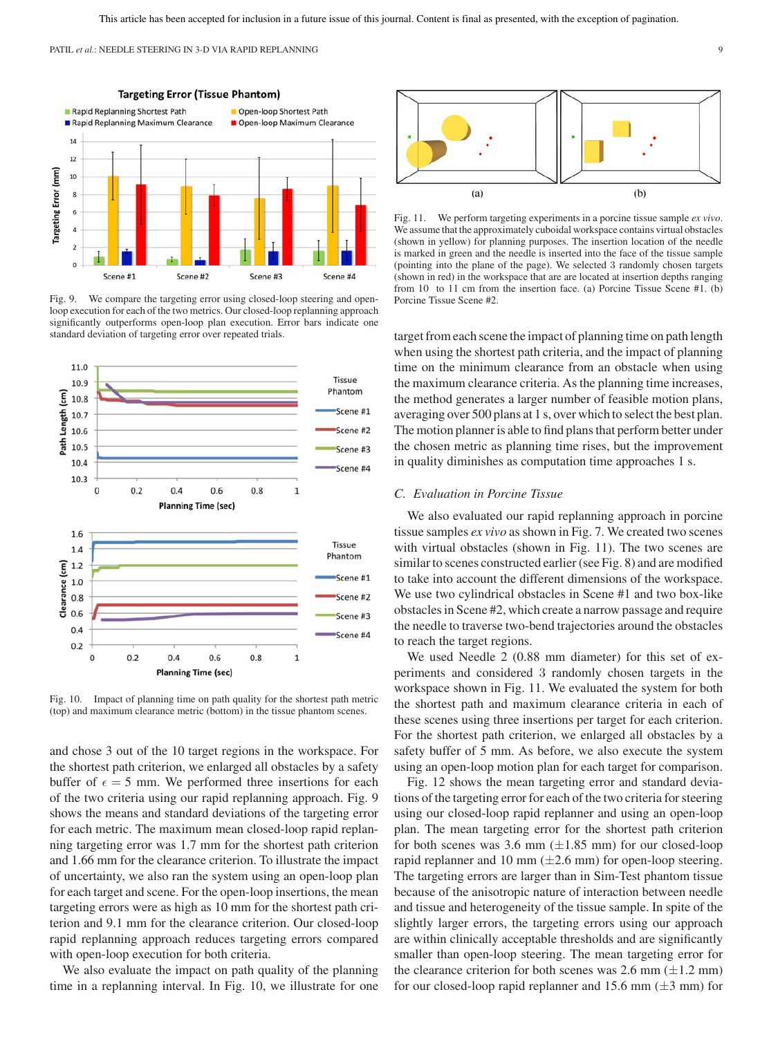Fig. 9. We compare the targeting error using closed-loop steering and open-loop execution for each of the two metrics. Our closed-loop rapid replanning approach significantly outperforms open-loop plan execution. Error bars indicate one standard deviation of targeting error over repeated trials.

Fig. 10. Impact of planning time on path quality for the shortest path metric (top) and maximum clearance metric (bottom) in the tissue phantom scenes.

and chose 3 out of the 10 target regions in the workspace. For the shortest path criterion, we enlarged all obstacles by a safety buffer of $\epsilon = 5$ mm. We performed three insertions for each of the two criteria using our rapid replanning approach. Fig. 9 shows the means and standard deviations of the targeting error for each metric. The maximum mean closed-loop rapid replanning targeting error was 1.7 mm for the shortest path criterion and 1.66 mm for the clearance criterion. To illustrate the impact of uncertainty, we also ran the system using an open-loop plan for each target and scene. For the open-loop insertions, the mean targeting errors were as high as 10 mm for the shortest path criterion and 9.1 mm for the clearance criterion. Our closed-loop rapid replanning approach reduces targeting errors compared with open-loop execution for both criteria.

We also evaluate the impact on path quality of the planning time in a replanning interval. In Fig. 10, we illustrate for one target from each scene the impact of planning time on path length when using the shortest path criteria, and the impact of planning time on the minimum clearance from an obstacle when using the maximum clearance criteria. As the planning time increases, the method generates a larger number of feasible motion plans, averaging over 500 plans at 1 s, over which to select the best plan. The motion planner is able to find plans that perform better under the chosen metric as planning time rises, but the improvement in quality diminishes as computation time approaches 1 s.

Fig. 11. We perform targeting experiments in a porcine tissue sample *ex vivo*. We assume that the approximately cuboidal workspace contains virtual obstacles (shown in yellow) for planning purposes. The insertion location of the needle is marked in green and the needle is inserted into the face of the tissue sample (pointing into the plane of the page). We selected 3 randomly chosen targets (shown in red) in the workspace that are are located at insertion depths ranging from 10 to 11 cm from the insertion face. (a) Porcine Tissue Scene #1. (b) Porcine Tissue Scene #2.

## C. Evaluation in Porcine Tissue

We also evaluated our rapid replanning approach in porcine tissue samples *ex vivo* as shown in Fig. 7. We created two scenes with virtual obstacles (shown in Fig. 11). The two scenes are similar to scenes constructed earlier (see Fig. 8) and are modified to take into account the different dimensions of the workspace. We use two cylindrical obstacles in Scene #1 and two box-like obstacles in Scene #2, which create a narrow passage and require the needle to traverse two-bend trajectories around the obstacles to reach the target regions.

We used Needle 2 (0.88 mm diameter) for this set of experiments and considered 3 randomly chosen targets in the workspace shown in Fig. 11. We evaluated the system for both the shortest path and maximum clearance criteria in each of these scenes using three insertions per target for each criterion. For the shortest path criterion, we enlarged all obstacles by a safety buffer of 5 mm. As before, we also execute the system using an open-loop motion plan for each target for comparison.

Fig. 12 shows the mean targeting error and standard deviations of the targeting error for each of the two criteria for steering using our closed-loop rapid replanner and using an open-loop plan. The mean targeting error for the shortest path criterion for both scenes was 3.6 mm ($\pm$1.85 mm) for our closed-loop rapid replanner and 10 mm ($\pm$2.6 mm) for open-loop steering. The targeting errors are larger than in Sim-Test phantom tissue because of the anisotropic nature of interaction between needle and tissue and heterogeneity of the tissue sample. In spite of the slightly larger errors, the targeting errors using our approach are within clinically acceptable thresholds and are significantly smaller than open-loop steering. The mean targeting error for the clearance criterion for both scenes was 2.6 mm ($\pm$1.2 mm) for our closed-loop rapid replanner and 15.6 mm ($\pm$3 mm) for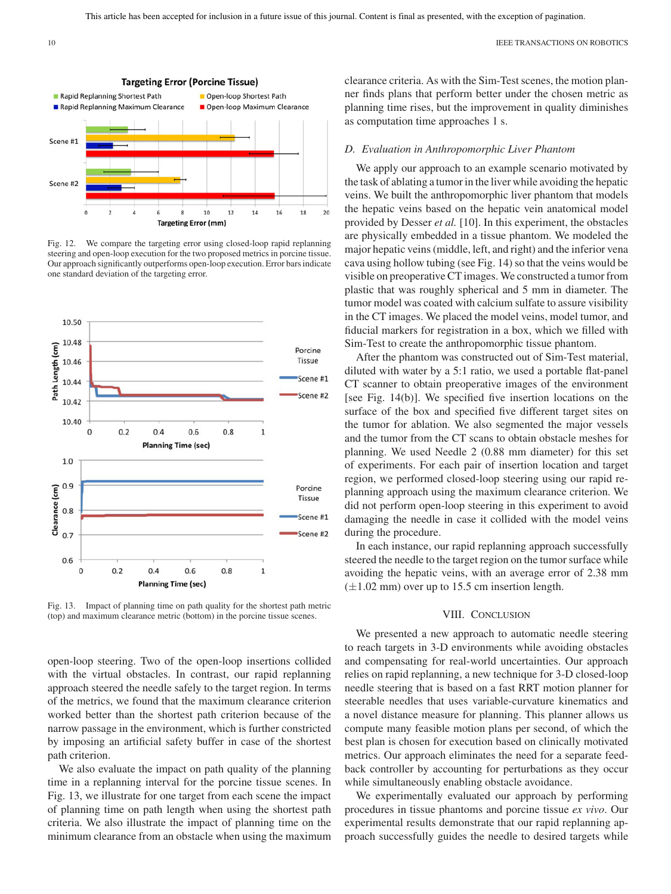Fig. 12. We compare the targeting error using closed-loop rapid replanning steering and open-loop execution for the two proposed metrics in porcine tissue. Our approach significantly outperforms open-loop execution. Error bars indicate one standard deviation of the targeting error.

Fig. 13. Impact of planning time on path quality for the shortest path metric (top) and maximum clearance metric (bottom) in the porcine tissue scenes.

open-loop steering. Two of the open-loop insertions collided with the virtual obstacles. In contrast, our rapid replanning approach steered the needle safely to the target region. In terms of the metrics, we found that the maximum clearance criterion worked better than the shortest path criterion because of the narrow passage in the environment, which is further constricted by imposing an artificial safety buffer in case of the shortest path criterion.

We also evaluate the impact on path quality of the planning time in a replanning interval for the porcine tissue scenes. In Fig. 13, we illustrate for one target from each scene the impact of planning time on path length when using the shortest path criteria. We also illustrate the impact of planning time on the minimum clearance from an obstacle when using the maximum clearance criteria. As with the Sim-Test scenes, the motion planner finds plans that perform better under the chosen metric as planning time rises, but the improvement in quality diminishes as computation time approaches 1 s.

### D. Evaluation in Anthropomorphic Liver Phantom

We apply our approach to an example scenario motivated by the task of ablating a tumor in the liver while avoiding the hepatic veins. We built the anthropomorphic liver phantom that models the hepatic veins based on the hepatic vein anatomical model provided by Desser *et al.* [10]. In this experiment, the obstacles are physically embedded in a tissue phantom. We modeled the major hepatic veins (middle, left, and right) and the inferior vena cava using hollow tubing (see Fig. 14) so that the veins would be visible on preoperative CT images. We constructed a tumor from plastic that was roughly spherical and 5 mm in diameter. The tumor model was coated with calcium sulfate to assure visibility in the CT images. We placed the model veins, model tumor, and fiducial markers for registration in a box, which we filled with Sim-Test to create the anthropomorphic tissue phantom.

After the phantom was constructed out of Sim-Test material, diluted with water by a 5:1 ratio, we used a portable flat-panel CT scanner to obtain preoperative images of the environment [see Fig. 14(b)]. We specified five insertion locations on the surface of the box and specified five different target sites on the tumor for ablation. We also segmented the major vessels and the tumor from the CT scans to obtain obstacle meshes for planning. We used Needle 2 (0.88 mm diameter) for this set of experiments. For each pair of insertion location and target region, we performed closed-loop steering using our rapid replanning approach using the maximum clearance criterion. We did not perform open-loop steering in this experiment to avoid damaging the needle in case it collided with the model veins during the procedure.

In each instance, our rapid replanning approach successfully steered the needle to the target region on the tumor surface while avoiding the hepatic veins, with an average error of 2.38 mm ($\pm$1.02 mm) over up to 15.5 cm insertion length.

## VIII. Conclusion

We presented a new approach to automatic needle steering to reach targets in 3-D environments while avoiding obstacles and compensating for real-world uncertainties. Our approach relies on rapid replanning, a new technique for 3-D closed-loop needle steering that is based on a fast RRT motion planner for steerable needles that uses variable-curvature kinematics and a novel distance measure for planning. This planner allows us compute many feasible motion plans per second, of which the best plan is chosen for execution based on clinically motivated metrics. Our approach eliminates the need for a separate feedback controller by accounting for perturbations as they occur while simultaneously enabling obstacle avoidance.

We experimentally evaluated our approach by performing procedures in tissue phantoms and porcine tissue *ex vivo*. Our experimental results demonstrate that our rapid replanning approach successfully guides the needle to desired targets while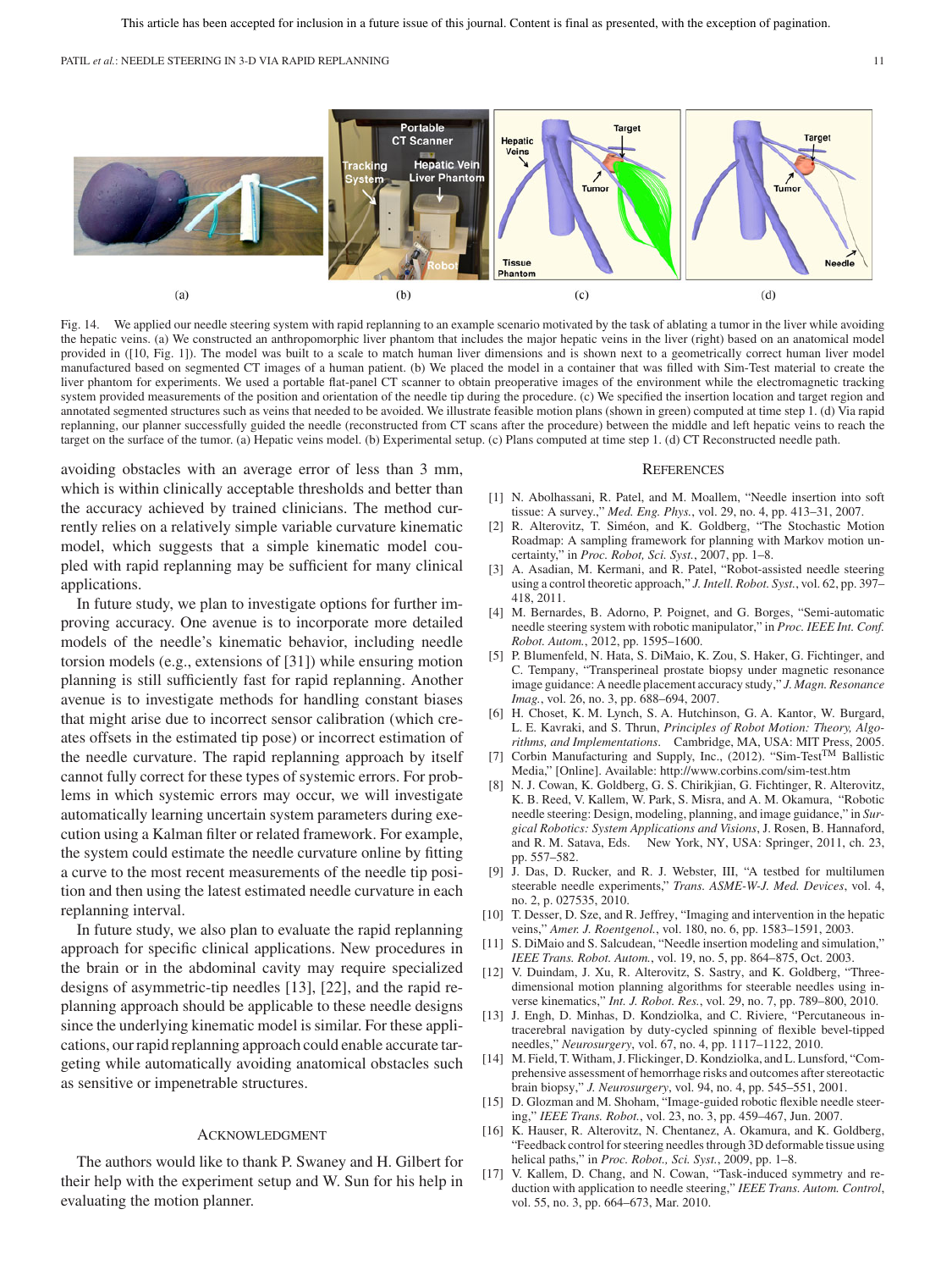Fig. 14. We applied our needle steering system with rapid replanning to an example scenario motivated by the task of ablating a tumor in the liver while avoiding the hepatic veins. (a) We constructed an anthropomorphic liver phantom that includes the major hepatic veins in the liver (right) based on an anatomical model provided in ([10, Fig. 1]). The model was built to a scale to match human liver dimensions and is shown next to a geometrically correct human liver model manufactured based on segmented CT images of a human patient. (b) We placed the model in a container that was filled with Sim-Test material to create the liver phantom for experiments. We used a portable flat-panel CT scanner to obtain preoperative images of the environment while the electromagnetic tracking system provided measurements of the position and orientation of the needle tip during the procedure. (c) We specified the insertion location and target region and annotated segmented structures such as veins that needed to be avoided. We illustrate feasible motion plans (shown in green) computed at time step 1. (d) Via rapid replanning, our planner successfully guided the needle (reconstructed from CT scans after the procedure) between the middle and left hepatic veins to reach the target on the surface of the tumor. (a) Hepatic veins model. (b) Experimental setup. (c) Plans computed at time step 1. (d) CT Reconstructed needle path.

avoiding obstacles with an average error of less than 3 mm, which is within clinically acceptable thresholds and better than the accuracy achieved by trained clinicians. The method currently relies on a relatively simple variable curvature kinematic model, which suggests that a simple kinematic model coupled with rapid replanning may be sufficient for many clinical applications.

In future study, we plan to investigate options for further improving accuracy. One avenue is to incorporate more detailed models of the needle's kinematic behavior, including needle torsion models (e.g., extensions of [31]) while ensuring motion planning is still sufficiently fast for rapid replanning. Another avenue is to investigate methods for handling constant biases that might arise due to incorrect sensor calibration (which creates offsets in the estimated tip pose) or incorrect estimation of the needle curvature. The rapid replanning approach by itself cannot fully correct for these types of systemic errors. For problems in which systemic errors may occur, we will investigate automatically learning uncertain system parameters during execution using a Kalman filter or related framework. For example, the system could estimate the needle curvature online by fitting a curve to the most recent measurements of the needle tip position and then using the latest estimated needle curvature in each replanning interval.

In future study, we also plan to evaluate the rapid replanning approach for specific clinical applications. New procedures in the brain or in the abdominal cavity may require specialized designs of asymmetric-tip needles [13], [22], and the rapid replanning approach should be applicable to these needle designs since the underlying kinematic model is similar. For these applications, our rapid replanning approach could enable accurate targeting while automatically avoiding anatomical obstacles such as sensitive or impenetrable structures.

## Acknowledgment

The authors would like to thank P. Swaney and H. Gilbert for their help with the experiment setup and W. Sun for his help in evaluating the motion planner.

## References

[1] N. Abolhassani, R. Patel, and M. Moallem, "Needle insertion into soft tissue: A survey.," *Med. Eng. Phys.*, vol. 29, no. 4, pp. 413–31, 2007.

[2] R. Alterovitz, T. Siméon, and K. Goldberg, "The Stochastic Motion Roadmap: A sampling framework for planning with Markov motion uncertainty," in *Proc. Robot, Sci. Syst.*, 2007, pp. 1–8.

[3] A. Asadian, M. Kermani, and R. Patel, "Robot-assisted needle steering using a control theoretic approach," *J. Intell. Robot. Syst.*, vol. 62, pp. 397–418, 2011.

[4] M. Bernardes, B. Adorno, P. Poignet, and G. Borges, "Semi-automatic needle steering system with robotic manipulator," in *Proc. IEEE Int. Conf. Robot. Autom.*, 2012, pp. 1595–1600.

[5] P. Blumenfeld, N. Hata, S. DiMaio, K. Zou, S. Haker, G. Fichtinger, and C. Tempany, "Transperineal prostate biopsy under magnetic resonance image guidance: A needle placement accuracy study," *J. Magn. Resonance Imag.*, vol. 26, no. 3, pp. 688–694, 2007.

[6] H. Choset, K. M. Lynch, S. A. Hutchinson, G. A. Kantor, W. Burgard, L. E. Kavraki, and S. Thrun, *Principles of Robot Motion: Theory, Algorithms, and Implementations*. Cambridge, MA, USA: MIT Press, 2005.

[7] Corbin Manufacturing and Supply, Inc., (2012). "Sim-Test™ Ballistic Media," [Online]. Available: http://www.corbins.com/sim-test.htm

[8] N. J. Cowan, K. Goldberg, G. S. Chirikjian, G. Fichtinger, R. Alterovitz, K. B. Reed, V. Kallem, W. Park, S. Misra, and A. M. Okamura, "Robotic needle steering: Design, modeling, planning, and image guidance," in *Surgical Robotics: System Applications and Visions*, J. Rosen, B. Hannaford, and R. M. Satava, Eds. New York, NY, USA: Springer, 2011, ch. 23, pp. 557–582.

[9] J. Das, D. Rucker, and R. J. Webster, III, "A testbed for multilumen steerable needle experiments," *Trans. ASME-W-J. Med. Devices*, vol. 4, no. 2, p. 027535, 2010.

[10] T. Desser, D. Sze, and R. Jeffrey, "Imaging and intervention in the hepatic veins," *Amer. J. Roentgenol.*, vol. 180, no. 6, pp. 1583–1591, 2003.

[11] S. DiMaio and S. Salcudean, "Needle insertion modeling and simulation," *IEEE Trans. Robot. Autom.*, vol. 19, no. 5, pp. 864–875, Oct. 2003.

[12] V. Duindam, J. Xu, R. Alterovitz, S. Sastry, and K. Goldberg, "Three-dimensional motion planning algorithms for steerable needles using inverse kinematics," *Int. J. Robot. Res.*, vol. 29, no. 7, pp. 789–800, 2010.

[13] J. Engh, D. Minhas, D. Kondziolka, and C. Riviere, "Percutaneous intracerebral navigation by duty-cycled spinning of flexible bevel-tipped needles," *Neurosurgery*, vol. 67, no. 4, pp. 1117–1122, 2010.

[14] M. Field, T. Witham, J. Flickinger, D. Kondziolka, and L. Lunsford, "Comprehensive assessment of hemorrhage risks and outcomes after stereotactic brain biopsy," *J. Neurosurgery*, vol. 94, no. 4, pp. 545–551, 2001.

[15] D. Glozman and M. Shoham, "Image-guided robotic flexible needle steering," *IEEE Trans. Robot.*, vol. 23, no. 3, pp. 459–467, Jun. 2007.

[16] K. Hauser, R. Alterovitz, N. Chentanez, A. Okamura, and K. Goldberg, "Feedback control for steering needles through 3D deformable tissue using helical paths," in *Proc. Robot., Sci. Syst.*, 2009, pp. 1–8.

[17] V. Kallem, D. Chang, and N. Cowan, "Task-induced symmetry and reduction with application to needle steering," *IEEE Trans. Autom. Control*, vol. 55, no. 3, pp. 664–673, Mar. 2010.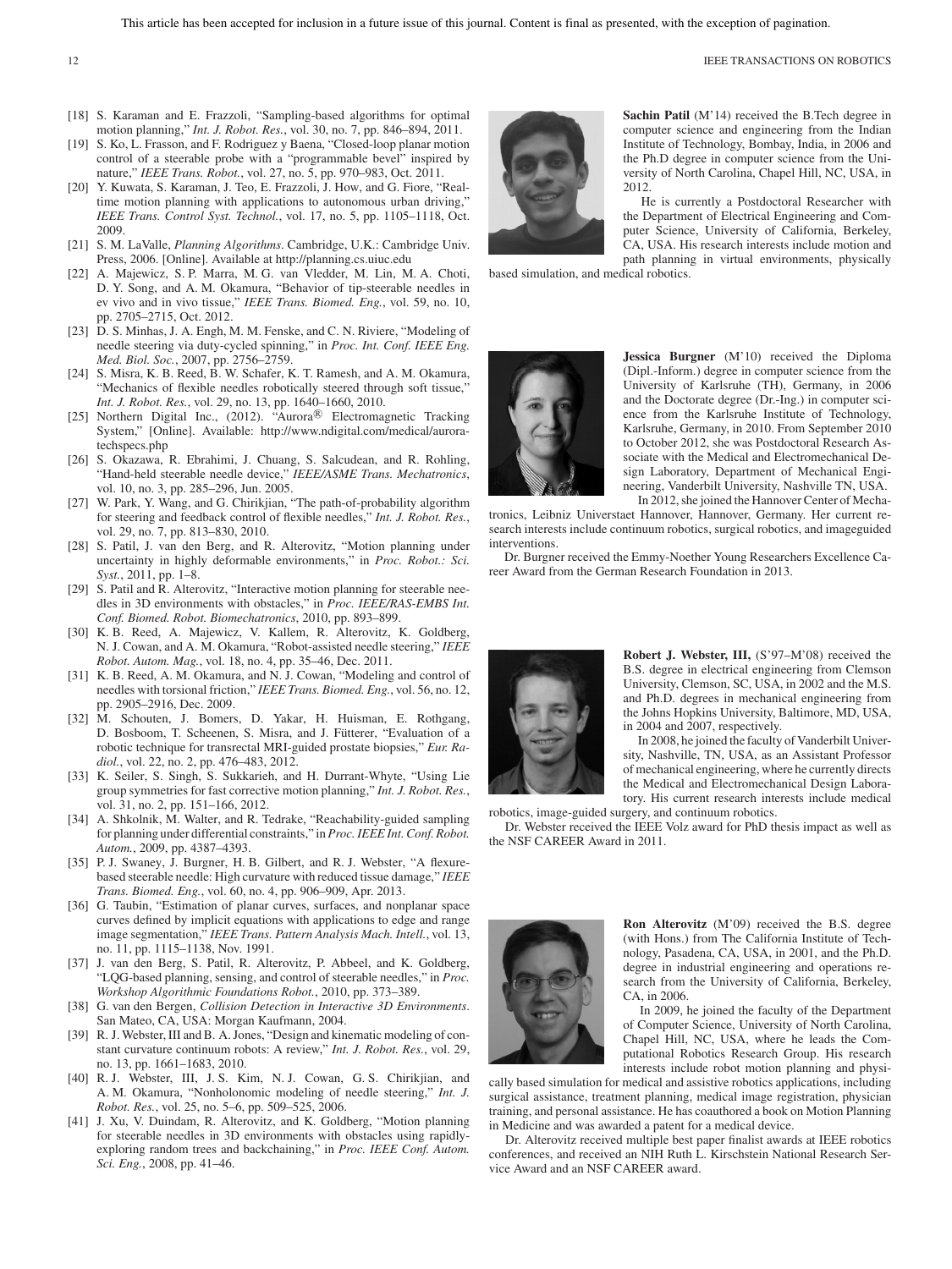[18] S. Karaman and E. Frazzoli, "Sampling-based algorithms for optimal motion planning," *Int. J. Robot. Res.*, vol. 30, no. 7, pp. 846–894, 2011.

[19] S. Ko, L. Frasson, and F. Rodriguez y Baena, "Closed-loop planar motion control of a steerable probe with a "programmable bevel" inspired by nature," *IEEE Trans. Robot.*, vol. 27, no. 5, pp. 970–983, Oct. 2011.

[20] Y. Kuwata, S. Karaman, J. Teo, E. Frazzoli, J. How, and G. Fiore, "Real-time motion planning with applications to autonomous urban driving," *IEEE Trans. Control Syst. Technol.*, vol. 17, no. 5, pp. 1105–1118, Oct. 2009.

[21] S. M. LaValle, *Planning Algorithms*. Cambridge, U.K.: Cambridge Univ. Press, 2006. [Online]. Available at http://planning.cs.uiuc.edu

[22] A. Majewicz, S. P. Marra, M. G. van Vledder, M. Lin, M. A. Choti, D. Y. Song, and A. M. Okamura, "Behavior of tip-steerable needles in ev vivo and in vivo tissue," *IEEE Trans. Biomed. Eng.*, vol. 59, no. 10, pp. 2705–2715, Oct. 2012.

[23] D. S. Minhas, J. A. Engh, M. M. Fenske, and C. N. Riviere, "Modeling of needle steering via duty-cycled spinning," in *Proc. Int. Conf. IEEE Eng. Med. Biol. Soc.*, 2007, pp. 2756–2759.

[24] S. Misra, K. B. Reed, B. W. Schafer, K. T. Ramesh, and A. M. Okamura, "Mechanics of flexible needles robotically steered through soft tissue," *Int. J. Robot. Res.*, vol. 29, no. 13, pp. 1640–1660, 2010.

[25] Northern Digital Inc., (2012). "Aurora® Electromagnetic Tracking System," [Online]. Available: http://www.ndigital.com/medical/aurora-techspecs.php

[26] S. Okazawa, R. Ebrahimi, J. Chuang, S. Salcudean, and R. Rohling, "Hand-held steerable needle device," *IEEE/ASME Trans. Mechatronics*, vol. 10, no. 3, pp. 285–296, Jun. 2005.

[27] W. Park, Y. Wang, and G. Chirikjian, "The path-of-probability algorithm for steering and feedback control of flexible needles," *Int. J. Robot. Res.*, vol. 29, no. 7, pp. 813–830, 2010.

[28] S. Patil, J. van den Berg, and R. Alterovitz, "Motion planning under uncertainty in highly deformable environments," in *Proc. Robot.: Sci. Syst.*, 2011, pp. 1–8.

[29] S. Patil and R. Alterovitz, "Interactive motion planning for steerable needles in 3D environments with obstacles," in *Proc. IEEE/RAS-EMBS Int. Conf. Biomed. Robot. Biomechatronics*, 2010, pp. 893–899.

[30] K. B. Reed, A. Majewicz, V. Kallem, R. Alterovitz, K. Goldberg, N. J. Cowan, and A. M. Okamura, "Robot-assisted needle steering," *IEEE Robot. Autom. Mag.*, vol. 18, no. 4, pp. 35–46, Dec. 2011.

[31] K. B. Reed, A. M. Okamura, and N. J. Cowan, "Modeling and control of needles with torsional friction," *IEEE Trans. Biomed. Eng.*, vol. 56, no. 12, pp. 2905–2916, Dec. 2009.

[32] M. Schouten, J. Bomers, D. Yakar, H. Huisman, E. Rothgang, D. Bosboom, T. Scheenen, S. Misra, and J. Fütterer, "Evaluation of a robotic technique for transrectal MRI-guided prostate biopsies," *Eur. Radiol.*, vol. 22, no. 2, pp. 476–483, 2012.

[33] K. Seiler, S. Singh, S. Sukkarieh, and H. Durrant-Whyte, "Using Lie group symmetries for fast corrective motion planning," *Int. J. Robot. Res.*, vol. 31, no. 2, pp. 151–166, 2012.

[34] A. Shkolnik, M. Walter, and R. Tedrake, "Reachability-guided sampling for planning under differential constraints," in *Proc. IEEE Int. Conf. Robot. Autom.*, 2009, pp. 4387–4393.

[35] P. J. Swaney, J. Burgner, H. B. Gilbert, and R. J. Webster, "A flexure-based steerable needle: High curvature with reduced tissue damage," *IEEE Trans. Biomed. Eng.*, vol. 60, no. 4, pp. 906–909, Apr. 2013.

[36] G. Taubin, "Estimation of planar curves, surfaces, and nonplanar space curves defined by implicit equations with applications to edge and range image segmentation," *IEEE Trans. Pattern Analysis Mach. Intell.*, vol. 13, no. 11, pp. 1115–1138, Nov. 1991.

[37] J. van den Berg, S. Patil, R. Alterovitz, P. Abbeel, and K. Goldberg, "LQG-based planning, sensing, and control of steerable needles," in *Proc. Workshop Algorithmic Foundations Robot.*, 2010, pp. 373–389.

[38] G. van den Bergen, *Collision Detection in Interactive 3D Environments*. San Mateo, CA, USA: Morgan Kaufmann, 2004.

[39] R. J. Webster, III and B. A. Jones, "Design and kinematic modeling of constant curvature continuum robots: A review," *Int. J. Robot. Res.*, vol. 29, no. 13, pp. 1661–1683, 2010.

[40] R. J. Webster, III, J. S. Kim, N. J. Cowan, G. S. Chirikjian, and A. M. Okamura, "Nonholonomic modeling of needle steering," *Int. J. Robot. Res.*, vol. 25, no. 5–6, pp. 509–525, 2006.

[41] J. Xu, V. Duindam, R. Alterovitz, and K. Goldberg, "Motion planning for steerable needles in 3D environments with obstacles using rapidly-exploring random trees and backchaining," in *Proc. IEEE Conf. Autom. Sci. Eng.*, 2008, pp. 41–46.

**Sachin Patil** (M'14) received the B.Tech degree in computer science and engineering from the Indian Institute of Technology, Bombay, India, in 2006 and the Ph.D degree in computer science from the University of North Carolina, Chapel Hill, NC, USA, in 2012.

He is currently a Postdoctoral Researcher with the Department of Electrical Engineering and Computer Science, University of California, Berkeley, CA, USA. His research interests include motion and path planning in virtual environments, physically based simulation, and medical robotics.

**Jessica Burgner** (M'10) received the Diploma (Dipl.-Inform.) degree in computer science from the University of Karlsruhe (TH), Germany, in 2006 and the Doctorate degree (Dr.-Ing.) in computer science from the Karlsruhe Institute of Technology, Karlsruhe, Germany, in 2010. From September 2010 to October 2012, she was Postdoctoral Research Associate with the Medical and Electromechanical Design Laboratory, Department of Mechanical Engineering, Vanderbilt University, Nashville TN, USA.

In 2012, she joined the Hannover Center of Mechatronics, Leibniz Universtaet Hannover, Hannover, Germany. Her current research interests include continuum robotics, surgical robotics, and imageguided interventions.

Dr. Burgner received the Emmy-Noether Young Researchers Excellence Career Award from the German Research Foundation in 2013.

**Robert J. Webster, III,** (S'97–M'08) received the B.S. degree in electrical engineering from Clemson University, Clemson, SC, USA, in 2002 and the M.S. and Ph.D. degrees in mechanical engineering from the Johns Hopkins University, Baltimore, MD, USA, in 2004 and 2007, respectively.

In 2008, he joined the faculty of Vanderbilt University, Nashville, TN, USA, as an Assistant Professor of mechanical engineering, where he currently directs the Medical and Electromechanical Design Laboratory. His current research interests include medical robotics, image-guided surgery, and continuum robotics.

Dr. Webster received the IEEE Volz award for PhD thesis impact as well as the NSF CAREER Award in 2011.

**Ron Alterovitz** (M'09) received the B.S. degree (with Hons.) from The California Institute of Technology, Pasadena, CA, USA, in 2001, and the Ph.D. degree in industrial engineering and operations research from the University of California, Berkeley, CA, in 2006.

In 2009, he joined the faculty of the Department of Computer Science, University of North Carolina, Chapel Hill, NC, USA, where he leads the Computational Robotics Research Group. His research interests include robot motion planning and physically based simulation for medical and assistive robotics applications, including surgical assistance, treatment planning, medical image registration, physician training, and personal assistance. He has coauthored a book on Motion Planning in Medicine and was awarded a patent for a medical device.

Dr. Alterovitz received multiple best paper finalist awards at IEEE robotics conferences, and received an NIH Ruth L. Kirschstein National Research Service Award and an NSF CAREER award.